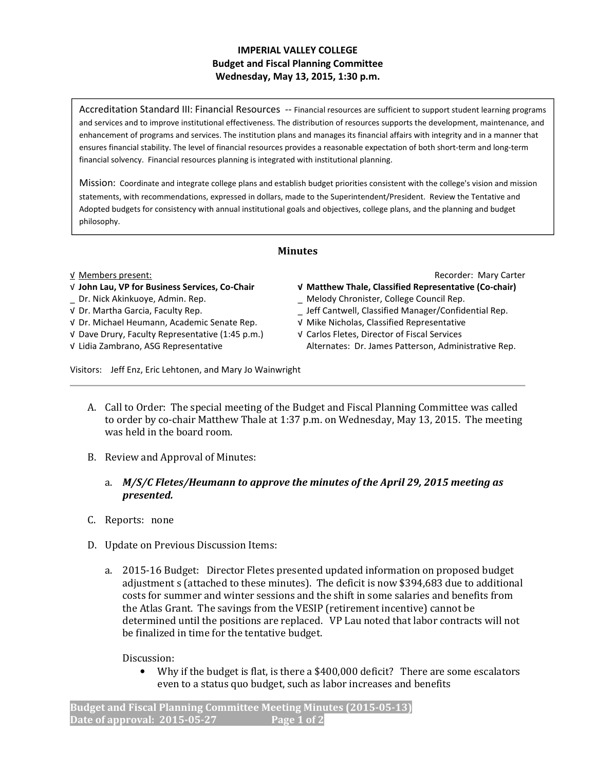**IMPERIAL VALLEY COLLEGE**
**Budget and Fiscal Planning Committee**
**Wednesday, May 13, 2015, 1:30 p.m.**

Accreditation Standard III: Financial Resources -- Financial resources are sufficient to support student learning programs and services and to improve institutional effectiveness. The distribution of resources supports the development, maintenance, and enhancement of programs and services. The institution plans and manages its financial affairs with integrity and in a manner that ensures financial stability. The level of financial resources provides a reasonable expectation of both short-term and long-term financial solvency. Financial resources planning is integrated with institutional planning.

Mission: Coordinate and integrate college plans and establish budget priorities consistent with the college's vision and mission statements, with recommendations, expressed in dollars, made to the Superintendent/President. Review the Tentative and Adopted budgets for consistency with annual institutional goals and objectives, college plans, and the planning and budget philosophy.

## Minutes

√ Members present:

Recorder: Mary Carter

√ **John Lau, VP for Business Services, Co-Chair**
_ Dr. Nick Akinkuoye, Admin. Rep.
√ Dr. Martha Garcia, Faculty Rep.
√ Dr. Michael Heumann, Academic Senate Rep.
√ Dave Drury, Faculty Representative (1:45 p.m.)
√ Lidia Zambrano, ASG Representative
√ **Matthew Thale, Classified Representative (Co-chair)**
_ Melody Chronister, College Council Rep.
_ Jeff Cantwell, Classified Manager/Confidential Rep.
√ Mike Nicholas, Classified Representative
√ Carlos Fletes, Director of Fiscal Services
Alternates: Dr. James Patterson, Administrative Rep.

Visitors: Jeff Enz, Eric Lehtonen, and Mary Jo Wainwright

---

A. Call to Order: The special meeting of the Budget and Fiscal Planning Committee was called to order by co-chair Matthew Thale at 1:37 p.m. on Wednesday, May 13, 2015. The meeting was held in the board room.

B. Review and Approval of Minutes:

   a. ***M/S/C Fletes/Heumann to approve the minutes of the April 29, 2015 meeting as presented.***

C. Reports: none

D. Update on Previous Discussion Items:

   a. 2015-16 Budget: Director Fletes presented updated information on proposed budget adjustment s (attached to these minutes). The deficit is now $394,683 due to additional costs for summer and winter sessions and the shift in some salaries and benefits from the Atlas Grant. The savings from the VESIP (retirement incentive) cannot be determined until the positions are replaced. VP Lau noted that labor contracts will not be finalized in time for the tentative budget.

      Discussion:

      - Why if the budget is flat, is there a $400,000 deficit? There are some escalators even to a status quo budget, such as labor increases and benefits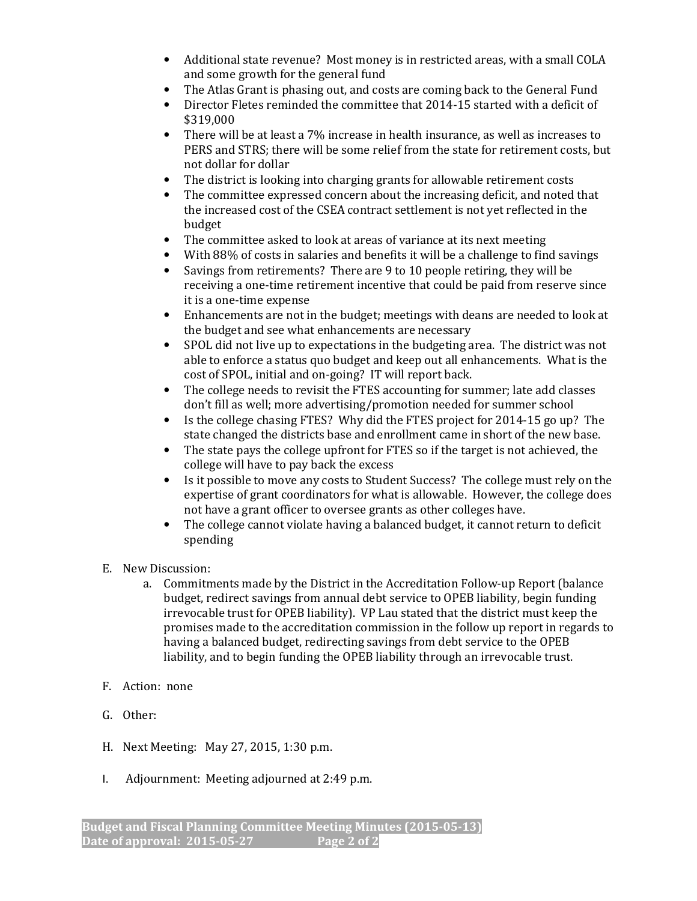- Additional state revenue? Most money is in restricted areas, with a small COLA and some growth for the general fund
- The Atlas Grant is phasing out, and costs are coming back to the General Fund
- Director Fletes reminded the committee that 2014-15 started with a deficit of $319,000
- There will be at least a 7% increase in health insurance, as well as increases to PERS and STRS; there will be some relief from the state for retirement costs, but not dollar for dollar
- The district is looking into charging grants for allowable retirement costs
- The committee expressed concern about the increasing deficit, and noted that the increased cost of the CSEA contract settlement is not yet reflected in the budget
- The committee asked to look at areas of variance at its next meeting
- With 88% of costs in salaries and benefits it will be a challenge to find savings
- Savings from retirements? There are 9 to 10 people retiring, they will be receiving a one-time retirement incentive that could be paid from reserve since it is a one-time expense
- Enhancements are not in the budget; meetings with deans are needed to look at the budget and see what enhancements are necessary
- SPOL did not live up to expectations in the budgeting area. The district was not able to enforce a status quo budget and keep out all enhancements. What is the cost of SPOL, initial and on-going? IT will report back.
- The college needs to revisit the FTES accounting for summer; late add classes don't fill as well; more advertising/promotion needed for summer school
- Is the college chasing FTES? Why did the FTES project for 2014-15 go up? The state changed the districts base and enrollment came in short of the new base.
- The state pays the college upfront for FTES so if the target is not achieved, the college will have to pay back the excess
- Is it possible to move any costs to Student Success? The college must rely on the expertise of grant coordinators for what is allowable. However, the college does not have a grant officer to oversee grants as other colleges have.
- The college cannot violate having a balanced budget, it cannot return to deficit spending

E. New Discussion:

a. Commitments made by the District in the Accreditation Follow-up Report (balance budget, redirect savings from annual debt service to OPEB liability, begin funding irrevocable trust for OPEB liability). VP Lau stated that the district must keep the promises made to the accreditation commission in the follow up report in regards to having a balanced budget, redirecting savings from debt service to the OPEB liability, and to begin funding the OPEB liability through an irrevocable trust.

F. Action: none

G. Other:

H. Next Meeting: May 27, 2015, 1:30 p.m.

I. Adjournment: Meeting adjourned at 2:49 p.m.

**Budget and Fiscal Planning Committee Meeting Minutes (2015-05-13)**
**Date of approval: 2015-05-27**